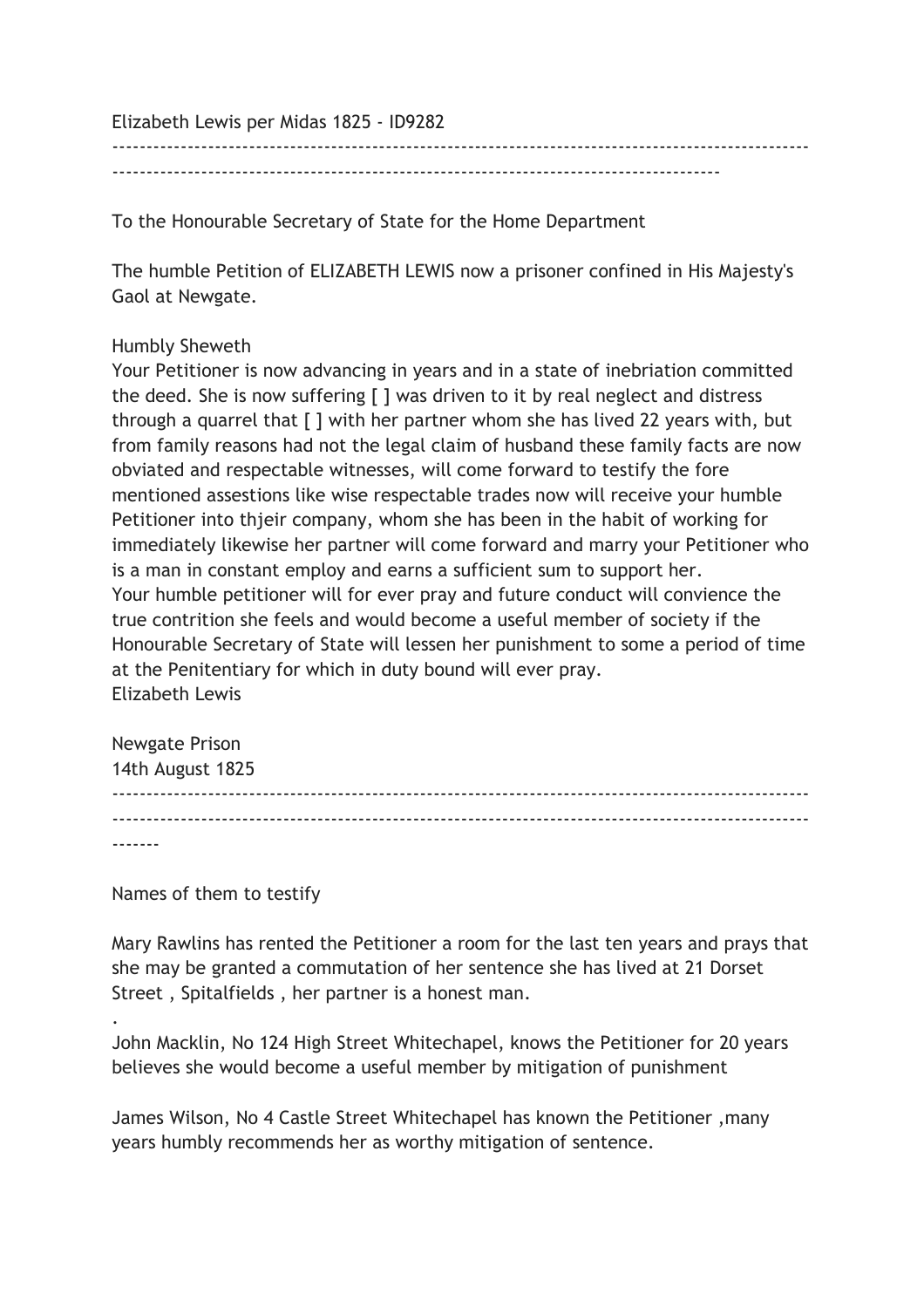Elizabeth Lewis per Midas 1825 - ID9282

---

To the Honourable Secretary of State for the Home Department

The humble Petition of ELIZABETH LEWIS now a prisoner confined in His Majesty's Gaol at Newgate.

Humbly Sheweth
Your Petitioner is now advancing in years and in a state of inebriation committed the deed. She is now suffering [ ] was driven to it by real neglect and distress through a quarrel that [ ] with her partner whom she has lived 22 years with, but from family reasons had not the legal claim of husband these family facts are now obviated and respectable witnesses, will come forward to testify the fore mentioned assestions like wise respectable trades now will receive your humble Petitioner into thjeir company, whom she has been in the habit of working for immediately likewise her partner will come forward and marry your Petitioner who is a man in constant employ and earns a sufficient sum to support her.
Your humble petitioner will for ever pray and future conduct will convience the true contrition she feels and would become a useful member of society if the Honourable Secretary of State will lessen her punishment to some a period of time at the Penitentiary for which in duty bound will ever pray.
Elizabeth Lewis

Newgate Prison
14th August 1825

---

Names of them to testify

Mary Rawlins has rented the Petitioner a room for the last ten years and prays that she may be granted a commutation of her sentence she has lived at 21 Dorset Street , Spitalfields , her partner is a honest man.

.
John Macklin, No 124 High Street Whitechapel, knows the Petitioner for 20 years believes she would become a useful member by mitigation of punishment

James Wilson, No 4 Castle Street Whitechapel has known the Petitioner ,many years humbly recommends her as worthy mitigation of sentence.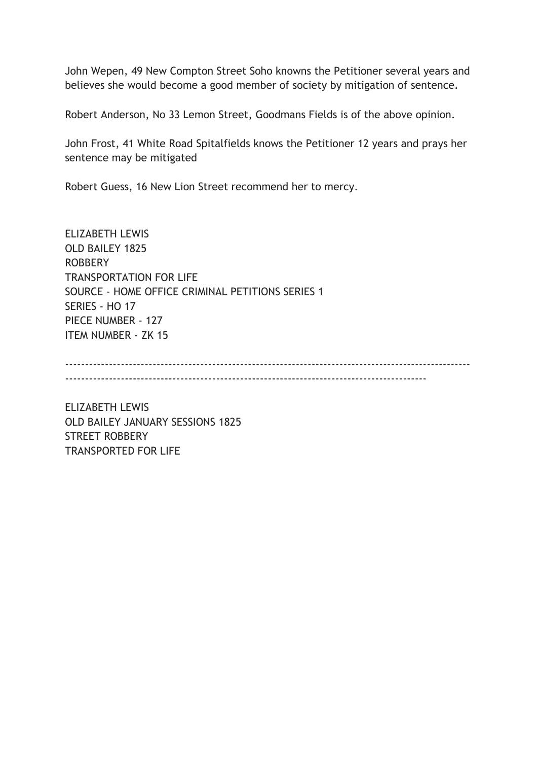John Wepen, 49 New Compton Street Soho knowns the Petitioner several years and believes she would become a good member of society by mitigation of sentence.

Robert Anderson, No 33 Lemon Street, Goodmans Fields is of the above opinion.

John Frost, 41 White Road Spitalfields knows the Petitioner 12 years and prays her sentence may be mitigated

Robert Guess, 16 New Lion Street recommend her to mercy.

ELIZABETH LEWIS
OLD BAILEY 1825
ROBBERY
TRANSPORTATION FOR LIFE
SOURCE - HOME OFFICE CRIMINAL PETITIONS SERIES 1
SERIES - HO 17
PIECE NUMBER - 127
ITEM NUMBER - ZK 15

---

ELIZABETH LEWIS
OLD BAILEY JANUARY SESSIONS 1825
STREET ROBBERY
TRANSPORTED FOR LIFE